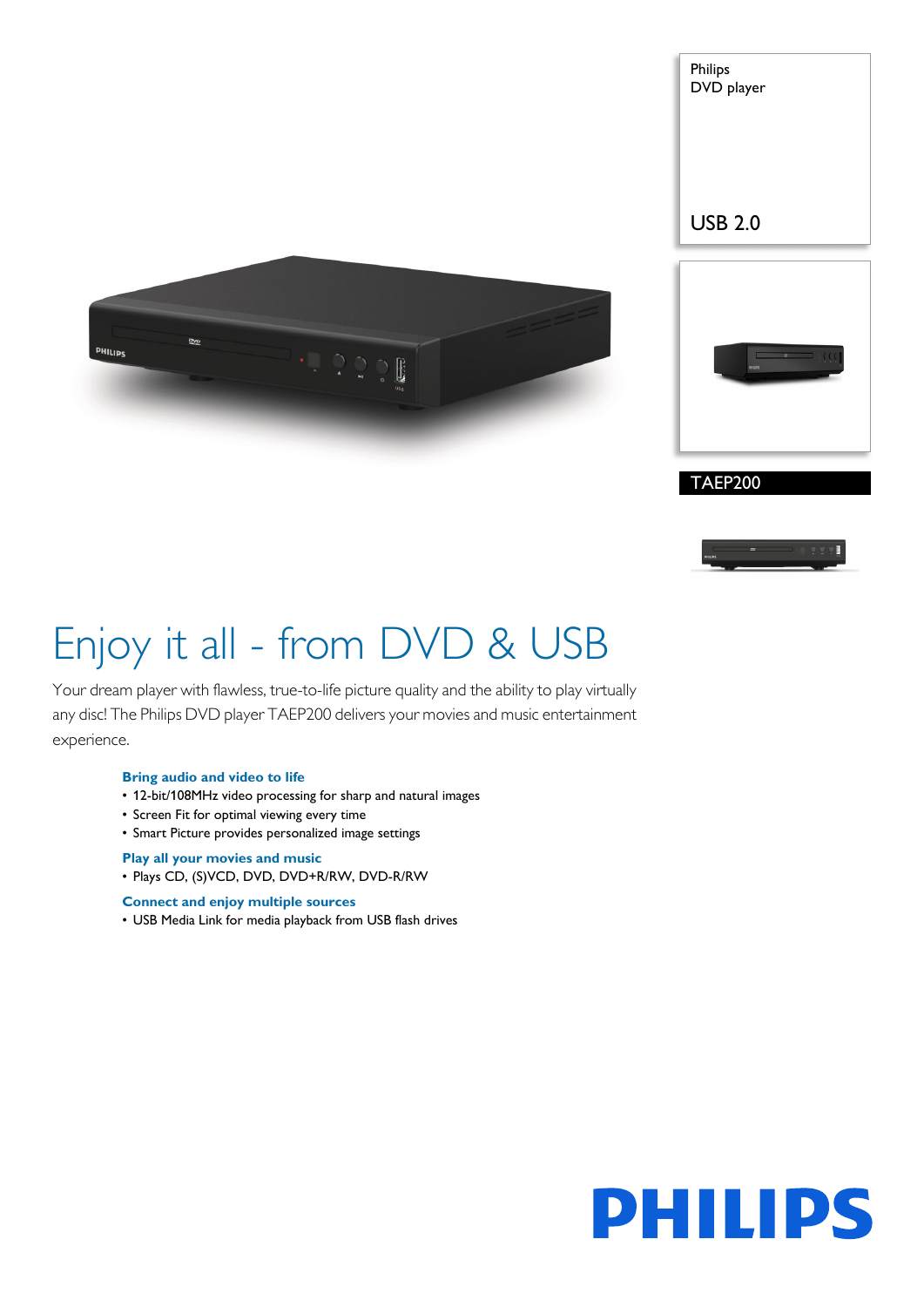Philips
DVD player

USB 2.0

TAEP200

# Enjoy it all - from DVD & USB

Your dream player with flawless, true-to-life picture quality and the ability to play virtually any disc! The Philips DVD player TAEP200 delivers your movies and music entertainment experience.

### Bring audio and video to life

- 12-bit/108MHz video processing for sharp and natural images
- Screen Fit for optimal viewing every time
- Smart Picture provides personalized image settings

### Play all your movies and music

- Plays CD, (S)VCD, DVD, DVD+R/RW, DVD-R/RW

### Connect and enjoy multiple sources

- USB Media Link for media playback from USB flash drives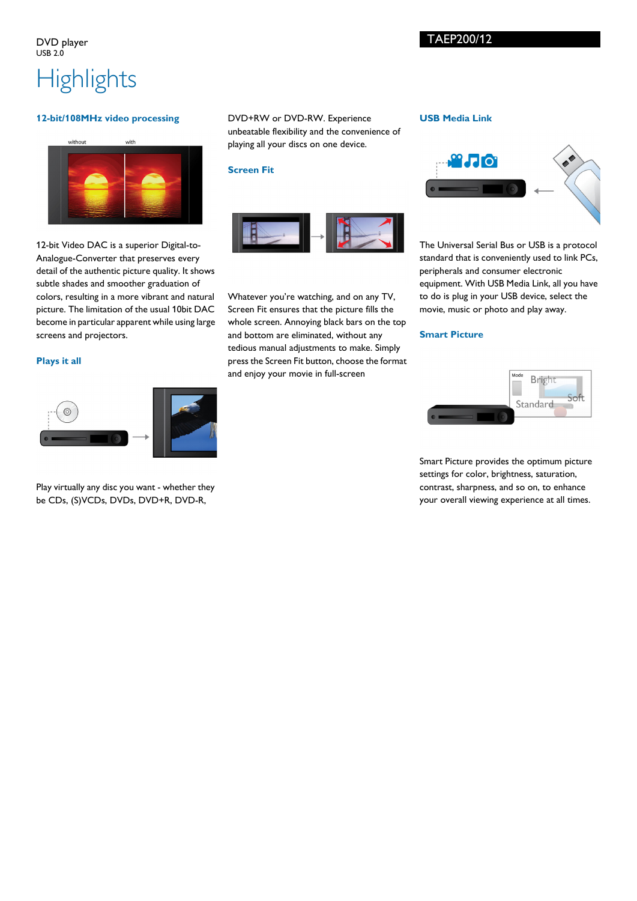DVD player
USB 2.0

# Highlights

### 12-bit/108MHz video processing

12-bit Video DAC is a superior Digital-to-Analogue-Converter that preserves every detail of the authentic picture quality. It shows subtle shades and smoother graduation of colors, resulting in a more vibrant and natural picture. The limitation of the usual 10bit DAC become in particular apparent while using large screens and projectors.

### Plays it all

Play virtually any disc you want - whether they be CDs, (S)VCDs, DVDs, DVD+R, DVD-R, DVD+RW or DVD-RW. Experience unbeatable flexibility and the convenience of playing all your discs on one device.

### Screen Fit

Whatever you're watching, and on any TV, Screen Fit ensures that the picture fills the whole screen. Annoying black bars on the top and bottom are eliminated, without any tedious manual adjustments to make. Simply press the Screen Fit button, choose the format and enjoy your movie in full-screen

### USB Media Link

The Universal Serial Bus or USB is a protocol standard that is conveniently used to link PCs, peripherals and consumer electronic equipment. With USB Media Link, all you have to do is plug in your USB device, select the movie, music or photo and play away.

### Smart Picture

Smart Picture provides the optimum picture settings for color, brightness, saturation, contrast, sharpness, and so on, to enhance your overall viewing experience at all times.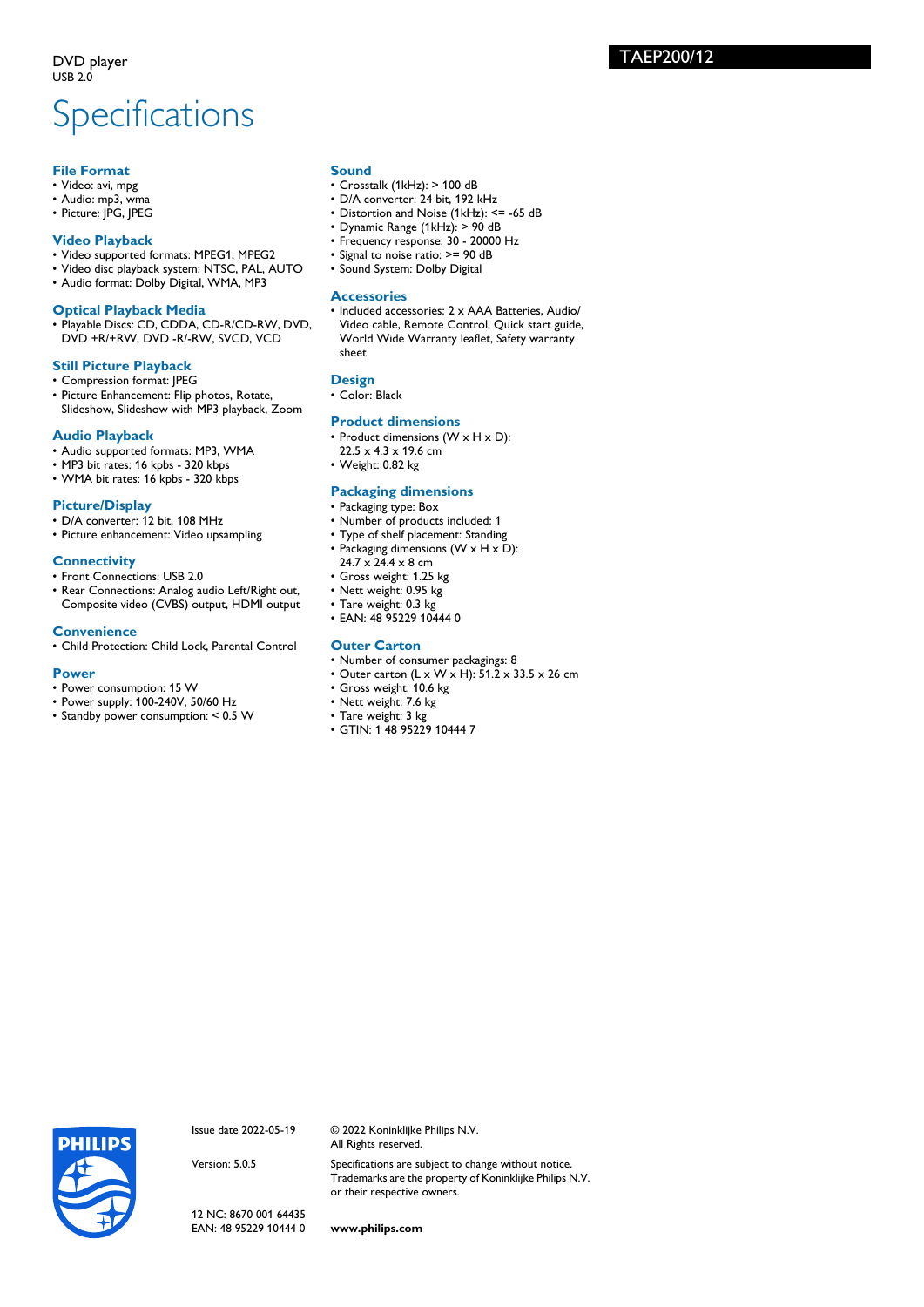DVD player
USB 2.0

TAEP200/12

# Specifications

### File Format
- Video: avi, mpg
- Audio: mp3, wma
- Picture: JPG, JPEG

### Video Playback
- Video supported formats: MPEG1, MPEG2
- Video disc playback system: NTSC, PAL, AUTO
- Audio format: Dolby Digital, WMA, MP3

### Optical Playback Media
- Playable Discs: CD, CDDA, CD-R/CD-RW, DVD, DVD +R/+RW, DVD -R/-RW, SVCD, VCD

### Still Picture Playback
- Compression format: JPEG
- Picture Enhancement: Flip photos, Rotate, Slideshow, Slideshow with MP3 playback, Zoom

### Audio Playback
- Audio supported formats: MP3, WMA
- MP3 bit rates: 16 kpbs - 320 kbps
- WMA bit rates: 16 kpbs - 320 kbps

### Picture/Display
- D/A converter: 12 bit, 108 MHz
- Picture enhancement: Video upsampling

### Connectivity
- Front Connections: USB 2.0
- Rear Connections: Analog audio Left/Right out, Composite video (CVBS) output, HDMI output

### Convenience
- Child Protection: Child Lock, Parental Control

### Power
- Power consumption: 15 W
- Power supply: 100-240V, 50/60 Hz
- Standby power consumption: < 0.5 W

### Sound
- Crosstalk (1kHz): > 100 dB
- D/A converter: 24 bit, 192 kHz
- Distortion and Noise (1kHz): <= -65 dB
- Dynamic Range (1kHz): > 90 dB
- Frequency response: 30 - 20000 Hz
- Signal to noise ratio: >= 90 dB
- Sound System: Dolby Digital

### Accessories
- Included accessories: 2 x AAA Batteries, Audio/ Video cable, Remote Control, Quick start guide, World Wide Warranty leaflet, Safety warranty sheet

### Design
- Color: Black

### Product dimensions
- Product dimensions (W x H x D): 22.5 x 4.3 x 19.6 cm
- Weight: 0.82 kg

### Packaging dimensions
- Packaging type: Box
- Number of products included: 1
- Type of shelf placement: Standing
- Packaging dimensions (W x H x D): 24.7 x 24.4 x 8 cm
- Gross weight: 1.25 kg
- Nett weight: 0.95 kg
- Tare weight: 0.3 kg
- EAN: 48 95229 10444 0

### Outer Carton
- Number of consumer packagings: 8
- Outer carton (L x W x H): 51.2 x 33.5 x 26 cm
- Gross weight: 10.6 kg
- Nett weight: 7.6 kg
- Tare weight: 3 kg
- GTIN: 1 48 95229 10444 7

Issue date 2022-05-19

Version: 5.0.5

12 NC: 8670 001 64435
EAN: 48 95229 10444 0

© 2022 Koninklijke Philips N.V.
All Rights reserved.

Specifications are subject to change without notice. Trademarks are the property of Koninklijke Philips N.V. or their respective owners.

**www.philips.com**